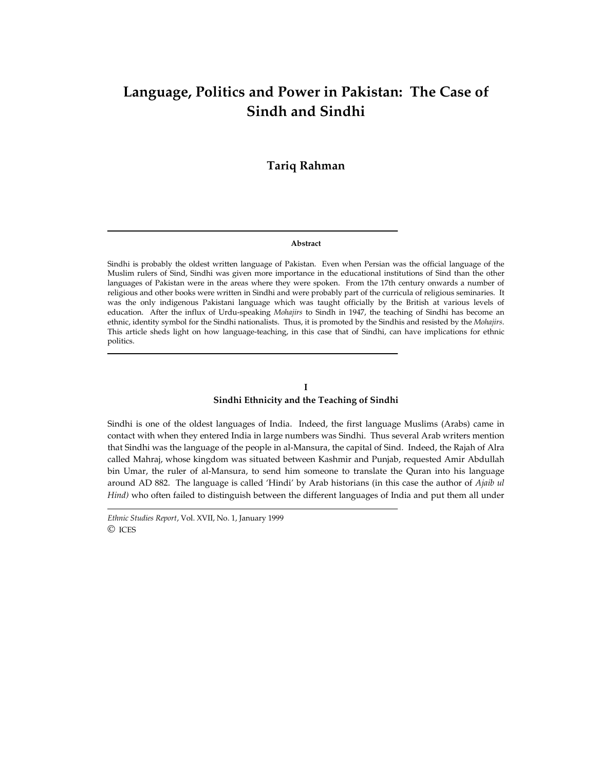# Language, Politics and Power in Pakistan: The Case of Sindh and Sindhi

**Tariq Rahman**

**Abstract**

Sindhi is probably the oldest written language of Pakistan. Even when Persian was the official language of the Muslim rulers of Sind, Sindhi was given more importance in the educational institutions of Sind than the other languages of Pakistan were in the areas where they were spoken. From the 17th century onwards a number of religious and other books were written in Sindhi and were probably part of the curricula of religious seminaries. It was the only indigenous Pakistani language which was taught officially by the British at various levels of education. After the influx of Urdu-speaking *Mohajirs* to Sindh in 1947, the teaching of Sindhi has become an ethnic, identity symbol for the Sindhi nationalists. Thus, it is promoted by the Sindhis and resisted by the *Mohajirs*. This article sheds light on how language-teaching, in this case that of Sindhi, can have implications for ethnic politics.

## I
## Sindhi Ethnicity and the Teaching of Sindhi

Sindhi is one of the oldest languages of India. Indeed, the first language Muslims (Arabs) came in contact with when they entered India in large numbers was Sindhi. Thus several Arab writers mention that Sindhi was the language of the people in al-Mansura, the capital of Sind. Indeed, the Rajah of Alra called Mahraj, whose kingdom was situated between Kashmir and Punjab, requested Amir Abdullah bin Umar, the ruler of al-Mansura, to send him someone to translate the Quran into his language around AD 882. The language is called 'Hindi' by Arab historians (in this case the author of *Ajaib ul Hind)* who often failed to distinguish between the different languages of India and put them all under

*Ethnic Studies Report*, Vol. XVII, No. 1, January 1999
© ICES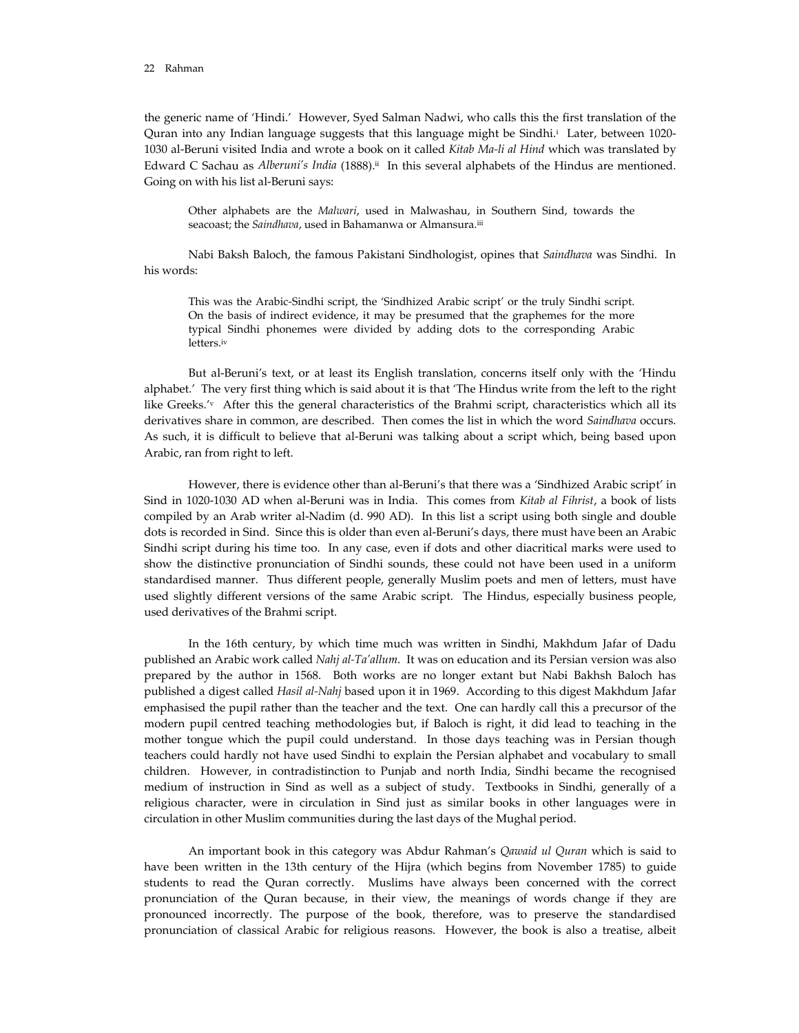the generic name of 'Hindi.' However, Syed Salman Nadwi, who calls this the first translation of the Quran into any Indian language suggests that this language might be Sindhi.[i] Later, between 1020-1030 al-Beruni visited India and wrote a book on it called *Kitab Ma-li al Hind* which was translated by Edward C Sachau as *Alberuni's India* (1888).[ii] In this several alphabets of the Hindus are mentioned. Going on with his list al-Beruni says:

> Other alphabets are the *Malwari*, used in Malwashau, in Southern Sind, towards the seacoast; the *Saindhava*, used in Bahamanwa or Almansura.[iii]

Nabi Baksh Baloch, the famous Pakistani Sindhologist, opines that *Saindhava* was Sindhi. In his words:

> This was the Arabic-Sindhi script, the 'Sindhized Arabic script' or the truly Sindhi script. On the basis of indirect evidence, it may be presumed that the graphemes for the more typical Sindhi phonemes were divided by adding dots to the corresponding Arabic letters.[iv]

But al-Beruni's text, or at least its English translation, concerns itself only with the 'Hindu alphabet.' The very first thing which is said about it is that 'The Hindus write from the left to the right like Greeks.'[v] After this the general characteristics of the Brahmi script, characteristics which all its derivatives share in common, are described. Then comes the list in which the word *Saindhava* occurs. As such, it is difficult to believe that al-Beruni was talking about a script which, being based upon Arabic, ran from right to left.

However, there is evidence other than al-Beruni's that there was a 'Sindhized Arabic script' in Sind in 1020-1030 AD when al-Beruni was in India. This comes from *Kitab al Fihrist*, a book of lists compiled by an Arab writer al-Nadim (d. 990 AD). In this list a script using both single and double dots is recorded in Sind. Since this is older than even al-Beruni's days, there must have been an Arabic Sindhi script during his time too. In any case, even if dots and other diacritical marks were used to show the distinctive pronunciation of Sindhi sounds, these could not have been used in a uniform standardised manner. Thus different people, generally Muslim poets and men of letters, must have used slightly different versions of the same Arabic script. The Hindus, especially business people, used derivatives of the Brahmi script.

In the 16th century, by which time much was written in Sindhi, Makhdum Jafar of Dadu published an Arabic work called *Nahj al-Ta'allum*. It was on education and its Persian version was also prepared by the author in 1568. Both works are no longer extant but Nabi Bakhsh Baloch has published a digest called *Hasil al-Nahj* based upon it in 1969. According to this digest Makhdum Jafar emphasised the pupil rather than the teacher and the text. One can hardly call this a precursor of the modern pupil centred teaching methodologies but, if Baloch is right, it did lead to teaching in the mother tongue which the pupil could understand. In those days teaching was in Persian though teachers could hardly not have used Sindhi to explain the Persian alphabet and vocabulary to small children. However, in contradistinction to Punjab and north India, Sindhi became the recognised medium of instruction in Sind as well as a subject of study. Textbooks in Sindhi, generally of a religious character, were in circulation in Sind just as similar books in other languages were in circulation in other Muslim communities during the last days of the Mughal period.

An important book in this category was Abdur Rahman's *Qawaid ul Quran* which is said to have been written in the 13th century of the Hijra (which begins from November 1785) to guide students to read the Quran correctly. Muslims have always been concerned with the correct pronunciation of the Quran because, in their view, the meanings of words change if they are pronounced incorrectly. The purpose of the book, therefore, was to preserve the standardised pronunciation of classical Arabic for religious reasons. However, the book is also a treatise, albeit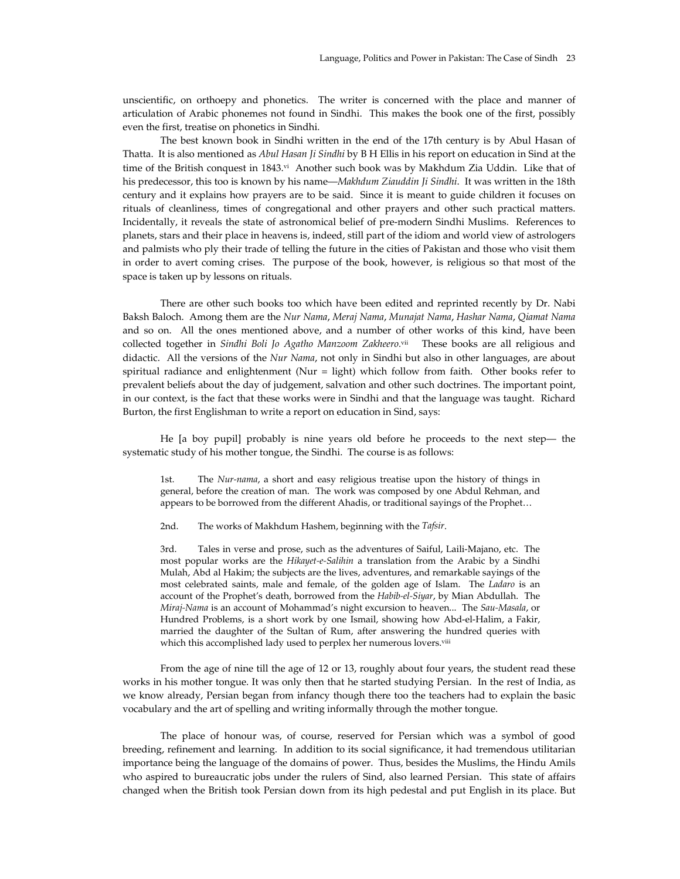unscientific, on orthoepy and phonetics. The writer is concerned with the place and manner of articulation of Arabic phonemes not found in Sindhi. This makes the book one of the first, possibly even the first, treatise on phonetics in Sindhi.

The best known book in Sindhi written in the end of the 17th century is by Abul Hasan of Thatta. It is also mentioned as *Abul Hasan Ji Sindhi* by B H Ellis in his report on education in Sind at the time of the British conquest in 1843.[vi] Another such book was by Makhdum Zia Uddin. Like that of his predecessor, this too is known by his name—*Makhdum Ziauddin Ji Sindhi*. It was written in the 18th century and it explains how prayers are to be said. Since it is meant to guide children it focuses on rituals of cleanliness, times of congregational and other prayers and other such practical matters. Incidentally, it reveals the state of astronomical belief of pre-modern Sindhi Muslims. References to planets, stars and their place in heavens is, indeed, still part of the idiom and world view of astrologers and palmists who ply their trade of telling the future in the cities of Pakistan and those who visit them in order to avert coming crises. The purpose of the book, however, is religious so that most of the space is taken up by lessons on rituals.

There are other such books too which have been edited and reprinted recently by Dr. Nabi Baksh Baloch. Among them are the *Nur Nama*, *Meraj Nama*, *Munajat Nama*, *Hashar Nama*, *Qiamat Nama* and so on. All the ones mentioned above, and a number of other works of this kind, have been collected together in *Sindhi Boli Jo Agatho Manzoom Zakheero*.[vii] These books are all religious and didactic. All the versions of the *Nur Nama*, not only in Sindhi but also in other languages, are about spiritual radiance and enlightenment (Nur = light) which follow from faith. Other books refer to prevalent beliefs about the day of judgement, salvation and other such doctrines. The important point, in our context, is the fact that these works were in Sindhi and that the language was taught. Richard Burton, the first Englishman to write a report on education in Sind, says:

> He [a boy pupil] probably is nine years old before he proceeds to the next step— the systematic study of his mother tongue, the Sindhi. The course is as follows:
>
> 1st. The *Nur-nama*, a short and easy religious treatise upon the history of things in general, before the creation of man. The work was composed by one Abdul Rehman, and appears to be borrowed from the different Ahadis, or traditional sayings of the Prophet…
>
> 2nd. The works of Makhdum Hashem, beginning with the *Tafsir*.
>
> 3rd. Tales in verse and prose, such as the adventures of Saiful, Laili-Majano, etc. The most popular works are the *Hikayet-e-Salihin* a translation from the Arabic by a Sindhi Mulah, Abd al Hakim; the subjects are the lives, adventures, and remarkable sayings of the most celebrated saints, male and female, of the golden age of Islam. The *Ladaro* is an account of the Prophet's death, borrowed from the *Habib-el-Siyar*, by Mian Abdullah. The *Miraj-Nama* is an account of Mohammad's night excursion to heaven... The *Sau-Masala*, or Hundred Problems, is a short work by one Ismail, showing how Abd-el-Halim, a Fakir, married the daughter of the Sultan of Rum, after answering the hundred queries with which this accomplished lady used to perplex her numerous lovers.[viii]

From the age of nine till the age of 12 or 13, roughly about four years, the student read these works in his mother tongue. It was only then that he started studying Persian. In the rest of India, as we know already, Persian began from infancy though there too the teachers had to explain the basic vocabulary and the art of spelling and writing informally through the mother tongue.

The place of honour was, of course, reserved for Persian which was a symbol of good breeding, refinement and learning. In addition to its social significance, it had tremendous utilitarian importance being the language of the domains of power. Thus, besides the Muslims, the Hindu Amils who aspired to bureaucratic jobs under the rulers of Sind, also learned Persian. This state of affairs changed when the British took Persian down from its high pedestal and put English in its place. But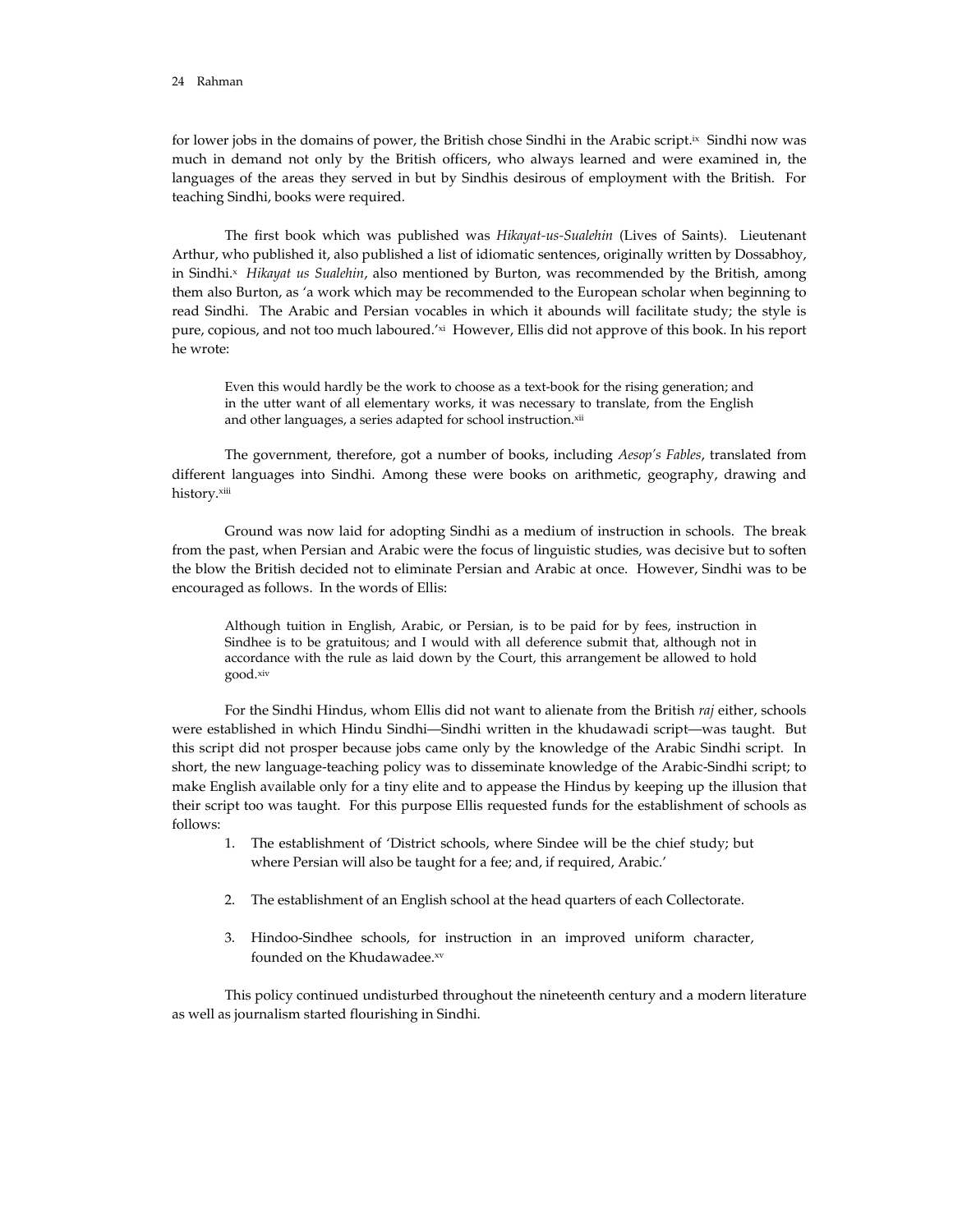for lower jobs in the domains of power, the British chose Sindhi in the Arabic script.[ix] Sindhi now was much in demand not only by the British officers, who always learned and were examined in, the languages of the areas they served in but by Sindhis desirous of employment with the British. For teaching Sindhi, books were required.

The first book which was published was *Hikayat-us-Sualehin* (Lives of Saints). Lieutenant Arthur, who published it, also published a list of idiomatic sentences, originally written by Dossabhoy, in Sindhi.[x] *Hikayat us Sualehin*, also mentioned by Burton, was recommended by the British, among them also Burton, as 'a work which may be recommended to the European scholar when beginning to read Sindhi. The Arabic and Persian vocables in which it abounds will facilitate study; the style is pure, copious, and not too much laboured.'[xi] However, Ellis did not approve of this book. In his report he wrote:

> Even this would hardly be the work to choose as a text-book for the rising generation; and in the utter want of all elementary works, it was necessary to translate, from the English and other languages, a series adapted for school instruction.[xii]

The government, therefore, got a number of books, including *Aesop's Fables*, translated from different languages into Sindhi. Among these were books on arithmetic, geography, drawing and history.[xiii]

Ground was now laid for adopting Sindhi as a medium of instruction in schools. The break from the past, when Persian and Arabic were the focus of linguistic studies, was decisive but to soften the blow the British decided not to eliminate Persian and Arabic at once. However, Sindhi was to be encouraged as follows. In the words of Ellis:

> Although tuition in English, Arabic, or Persian, is to be paid for by fees, instruction in Sindhee is to be gratuitous; and I would with all deference submit that, although not in accordance with the rule as laid down by the Court, this arrangement be allowed to hold good.[xiv]

For the Sindhi Hindus, whom Ellis did not want to alienate from the British *raj* either, schools were established in which Hindu Sindhi—Sindhi written in the khudawadi script—was taught. But this script did not prosper because jobs came only by the knowledge of the Arabic Sindhi script. In short, the new language-teaching policy was to disseminate knowledge of the Arabic-Sindhi script; to make English available only for a tiny elite and to appease the Hindus by keeping up the illusion that their script too was taught. For this purpose Ellis requested funds for the establishment of schools as follows:

1. The establishment of 'District schools, where Sindee will be the chief study; but where Persian will also be taught for a fee; and, if required, Arabic.'

2. The establishment of an English school at the head quarters of each Collectorate.

3. Hindoo-Sindhee schools, for instruction in an improved uniform character, founded on the Khudawadee.[xv]

This policy continued undisturbed throughout the nineteenth century and a modern literature as well as journalism started flourishing in Sindhi.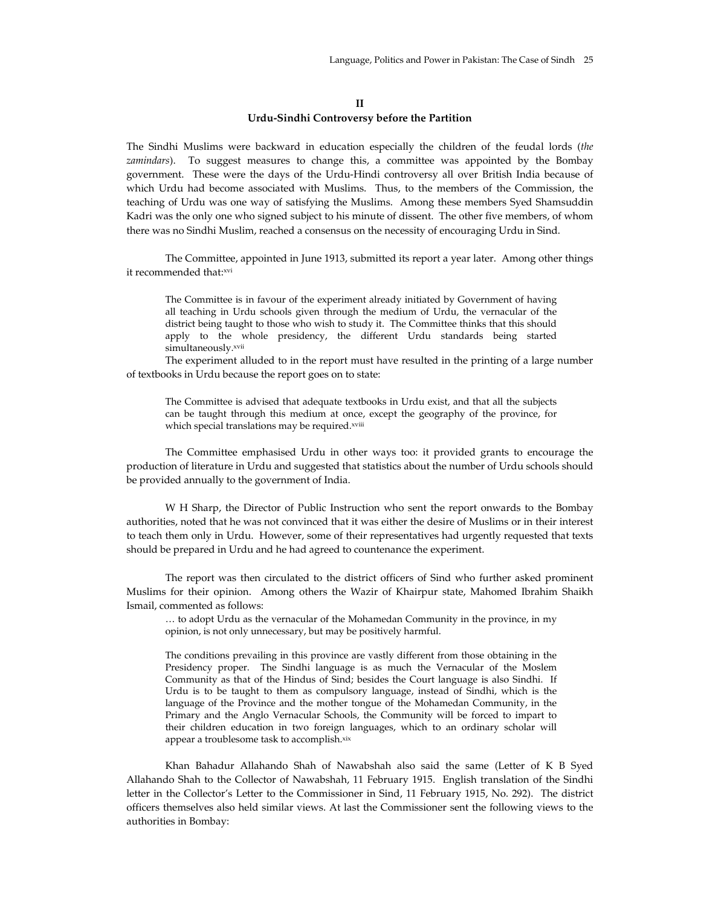## II
## Urdu-Sindhi Controversy before the Partition

The Sindhi Muslims were backward in education especially the children of the feudal lords (*the zamindars*). To suggest measures to change this, a committee was appointed by the Bombay government. These were the days of the Urdu-Hindi controversy all over British India because of which Urdu had become associated with Muslims. Thus, to the members of the Commission, the teaching of Urdu was one way of satisfying the Muslims. Among these members Syed Shamsuddin Kadri was the only one who signed subject to his minute of dissent. The other five members, of whom there was no Sindhi Muslim, reached a consensus on the necessity of encouraging Urdu in Sind.

The Committee, appointed in June 1913, submitted its report a year later. Among other things it recommended that:[xvi]

> The Committee is in favour of the experiment already initiated by Government of having all teaching in Urdu schools given through the medium of Urdu, the vernacular of the district being taught to those who wish to study it. The Committee thinks that this should apply to the whole presidency, the different Urdu standards being started simultaneously.[xvii]

The experiment alluded to in the report must have resulted in the printing of a large number of textbooks in Urdu because the report goes on to state:

> The Committee is advised that adequate textbooks in Urdu exist, and that all the subjects can be taught through this medium at once, except the geography of the province, for which special translations may be required.[xviii]

The Committee emphasised Urdu in other ways too: it provided grants to encourage the production of literature in Urdu and suggested that statistics about the number of Urdu schools should be provided annually to the government of India.

W H Sharp, the Director of Public Instruction who sent the report onwards to the Bombay authorities, noted that he was not convinced that it was either the desire of Muslims or in their interest to teach them only in Urdu. However, some of their representatives had urgently requested that texts should be prepared in Urdu and he had agreed to countenance the experiment.

The report was then circulated to the district officers of Sind who further asked prominent Muslims for their opinion. Among others the Wazir of Khairpur state, Mahomed Ibrahim Shaikh Ismail, commented as follows:

> … to adopt Urdu as the vernacular of the Mohamedan Community in the province, in my opinion, is not only unnecessary, but may be positively harmful.
>
> The conditions prevailing in this province are vastly different from those obtaining in the Presidency proper. The Sindhi language is as much the Vernacular of the Moslem Community as that of the Hindus of Sind; besides the Court language is also Sindhi. If Urdu is to be taught to them as compulsory language, instead of Sindhi, which is the language of the Province and the mother tongue of the Mohamedan Community, in the Primary and the Anglo Vernacular Schools, the Community will be forced to impart to their children education in two foreign languages, which to an ordinary scholar will appear a troublesome task to accomplish.[xix]

Khan Bahadur Allahando Shah of Nawabshah also said the same (Letter of K B Syed Allahando Shah to the Collector of Nawabshah, 11 February 1915. English translation of the Sindhi letter in the Collector's Letter to the Commissioner in Sind, 11 February 1915, No. 292). The district officers themselves also held similar views. At last the Commissioner sent the following views to the authorities in Bombay: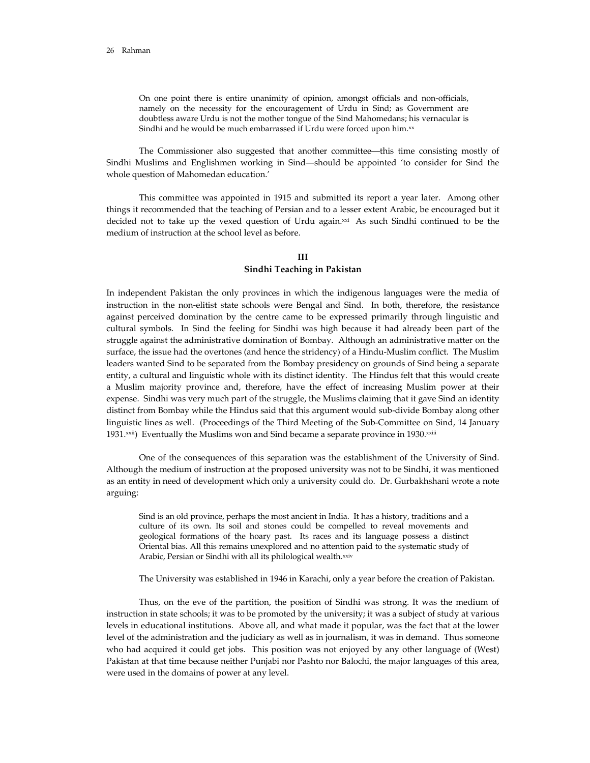> On one point there is entire unanimity of opinion, amongst officials and non-officials, namely on the necessity for the encouragement of Urdu in Sind; as Government are doubtless aware Urdu is not the mother tongue of the Sind Mahomedans; his vernacular is Sindhi and he would be much embarrassed if Urdu were forced upon him.[xx]

The Commissioner also suggested that another committee—this time consisting mostly of Sindhi Muslims and Englishmen working in Sind—should be appointed 'to consider for Sind the whole question of Mahomedan education.'

This committee was appointed in 1915 and submitted its report a year later. Among other things it recommended that the teaching of Persian and to a lesser extent Arabic, be encouraged but it decided not to take up the vexed question of Urdu again.[xxi] As such Sindhi continued to be the medium of instruction at the school level as before.

## III
## Sindhi Teaching in Pakistan

In independent Pakistan the only provinces in which the indigenous languages were the media of instruction in the non-elitist state schools were Bengal and Sind. In both, therefore, the resistance against perceived domination by the centre came to be expressed primarily through linguistic and cultural symbols. In Sind the feeling for Sindhi was high because it had already been part of the struggle against the administrative domination of Bombay. Although an administrative matter on the surface, the issue had the overtones (and hence the stridency) of a Hindu-Muslim conflict. The Muslim leaders wanted Sind to be separated from the Bombay presidency on grounds of Sind being a separate entity, a cultural and linguistic whole with its distinct identity. The Hindus felt that this would create a Muslim majority province and, therefore, have the effect of increasing Muslim power at their expense. Sindhi was very much part of the struggle, the Muslims claiming that it gave Sind an identity distinct from Bombay while the Hindus said that this argument would sub-divide Bombay along other linguistic lines as well. (Proceedings of the Third Meeting of the Sub-Committee on Sind, 14 January 1931.[xxii]) Eventually the Muslims won and Sind became a separate province in 1930.[xxiii]

One of the consequences of this separation was the establishment of the University of Sind. Although the medium of instruction at the proposed university was not to be Sindhi, it was mentioned as an entity in need of development which only a university could do. Dr. Gurbakhshani wrote a note arguing:

> Sind is an old province, perhaps the most ancient in India. It has a history, traditions and a culture of its own. Its soil and stones could be compelled to reveal movements and geological formations of the hoary past. Its races and its language possess a distinct Oriental bias. All this remains unexplored and no attention paid to the systematic study of Arabic, Persian or Sindhi with all its philological wealth.[xxiv]

The University was established in 1946 in Karachi, only a year before the creation of Pakistan.

Thus, on the eve of the partition, the position of Sindhi was strong. It was the medium of instruction in state schools; it was to be promoted by the university; it was a subject of study at various levels in educational institutions. Above all, and what made it popular, was the fact that at the lower level of the administration and the judiciary as well as in journalism, it was in demand. Thus someone who had acquired it could get jobs. This position was not enjoyed by any other language of (West) Pakistan at that time because neither Punjabi nor Pashto nor Balochi, the major languages of this area, were used in the domains of power at any level.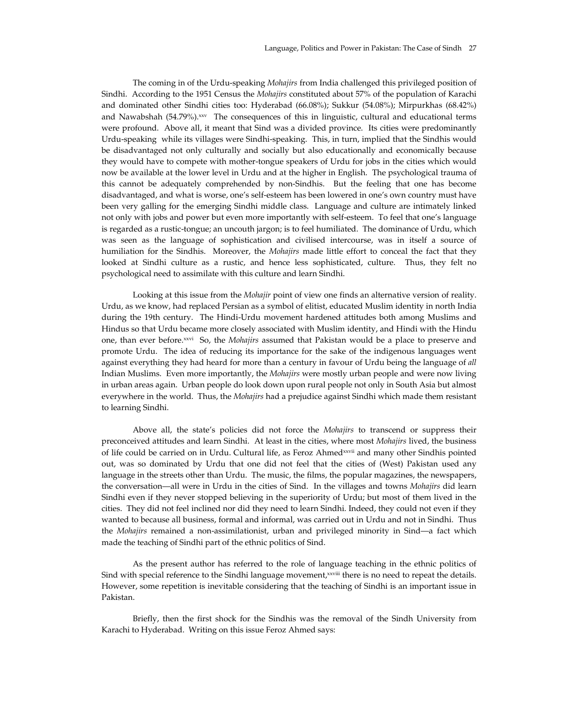The coming in of the Urdu-speaking *Mohajirs* from India challenged this privileged position of Sindhi. According to the 1951 Census the *Mohajirs* constituted about 57% of the population of Karachi and dominated other Sindhi cities too: Hyderabad (66.08%); Sukkur (54.08%); Mirpurkhas (68.42%) and Nawabshah (54.79%).[xxv] The consequences of this in linguistic, cultural and educational terms were profound. Above all, it meant that Sind was a divided province. Its cities were predominantly Urdu-speaking while its villages were Sindhi-speaking. This, in turn, implied that the Sindhis would be disadvantaged not only culturally and socially but also educationally and economically because they would have to compete with mother-tongue speakers of Urdu for jobs in the cities which would now be available at the lower level in Urdu and at the higher in English. The psychological trauma of this cannot be adequately comprehended by non-Sindhis. But the feeling that one has become disadvantaged, and what is worse, one's self-esteem has been lowered in one's own country must have been very galling for the emerging Sindhi middle class. Language and culture are intimately linked not only with jobs and power but even more importantly with self-esteem. To feel that one's language is regarded as a rustic-tongue; an uncouth jargon; is to feel humiliated. The dominance of Urdu, which was seen as the language of sophistication and civilised intercourse, was in itself a source of humiliation for the Sindhis. Moreover, the *Mohajirs* made little effort to conceal the fact that they looked at Sindhi culture as a rustic, and hence less sophisticated, culture. Thus, they felt no psychological need to assimilate with this culture and learn Sindhi.

Looking at this issue from the *Mohajir* point of view one finds an alternative version of reality. Urdu, as we know, had replaced Persian as a symbol of elitist, educated Muslim identity in north India during the 19th century. The Hindi-Urdu movement hardened attitudes both among Muslims and Hindus so that Urdu became more closely associated with Muslim identity, and Hindi with the Hindu one, than ever before.[xxvi] So, the *Mohajirs* assumed that Pakistan would be a place to preserve and promote Urdu. The idea of reducing its importance for the sake of the indigenous languages went against everything they had heard for more than a century in favour of Urdu being the language of *all* Indian Muslims. Even more importantly, the *Mohajirs* were mostly urban people and were now living in urban areas again. Urban people do look down upon rural people not only in South Asia but almost everywhere in the world. Thus, the *Mohajirs* had a prejudice against Sindhi which made them resistant to learning Sindhi.

Above all, the state's policies did not force the *Mohajirs* to transcend or suppress their preconceived attitudes and learn Sindhi. At least in the cities, where most *Mohajirs* lived, the business of life could be carried on in Urdu. Cultural life, as Feroz Ahmed[xxvii] and many other Sindhis pointed out, was so dominated by Urdu that one did not feel that the cities of (West) Pakistan used any language in the streets other than Urdu. The music, the films, the popular magazines, the newspapers, the conversation—all were in Urdu in the cities of Sind. In the villages and towns *Mohajirs* did learn Sindhi even if they never stopped believing in the superiority of Urdu; but most of them lived in the cities. They did not feel inclined nor did they need to learn Sindhi. Indeed, they could not even if they wanted to because all business, formal and informal, was carried out in Urdu and not in Sindhi. Thus the *Mohajirs* remained a non-assimilationist, urban and privileged minority in Sind—a fact which made the teaching of Sindhi part of the ethnic politics of Sind.

As the present author has referred to the role of language teaching in the ethnic politics of Sind with special reference to the Sindhi language movement,[xxviii] there is no need to repeat the details. However, some repetition is inevitable considering that the teaching of Sindhi is an important issue in Pakistan.

Briefly, then the first shock for the Sindhis was the removal of the Sindh University from Karachi to Hyderabad. Writing on this issue Feroz Ahmed says: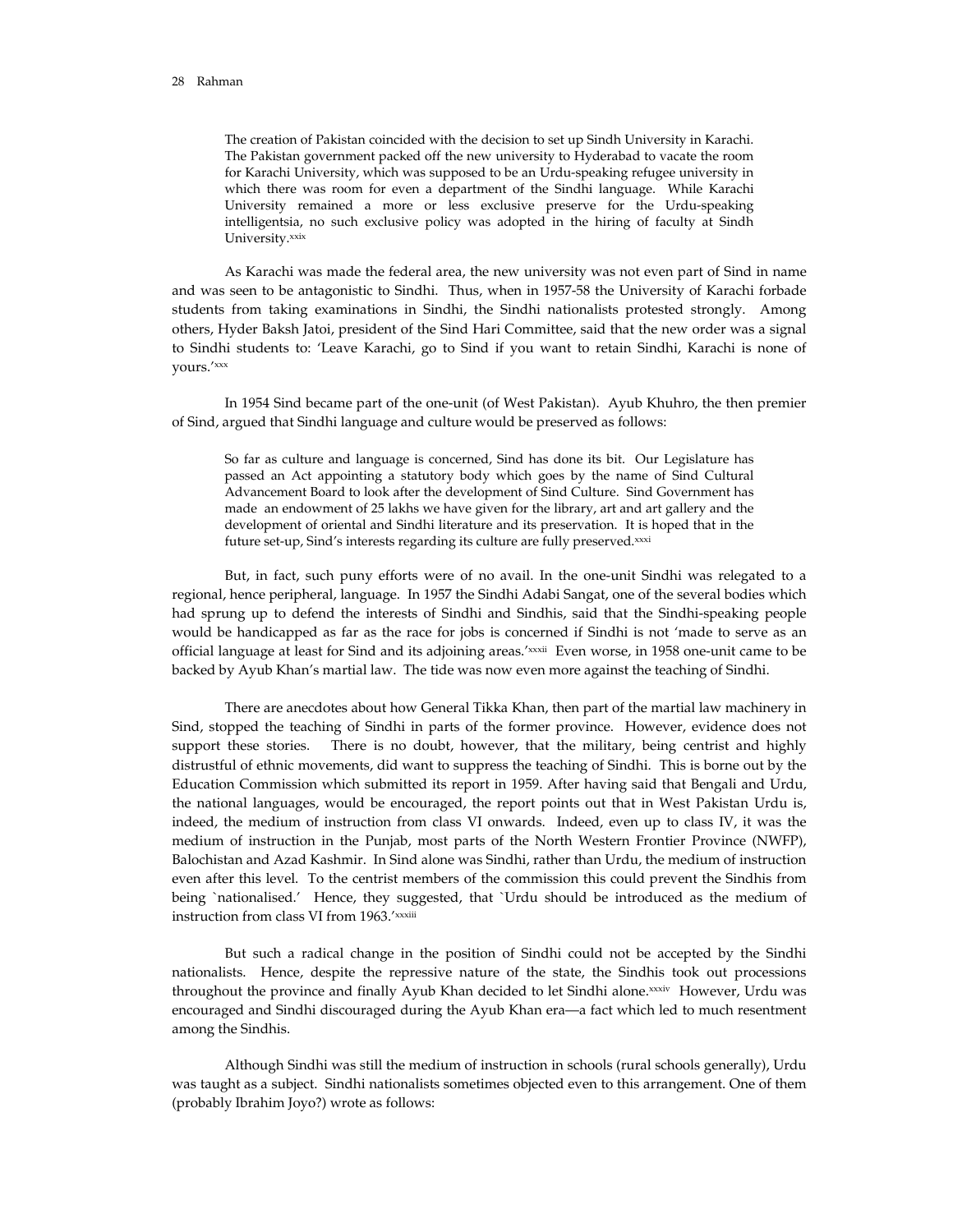> The creation of Pakistan coincided with the decision to set up Sindh University in Karachi. The Pakistan government packed off the new university to Hyderabad to vacate the room for Karachi University, which was supposed to be an Urdu-speaking refugee university in which there was room for even a department of the Sindhi language. While Karachi University remained a more or less exclusive preserve for the Urdu-speaking intelligentsia, no such exclusive policy was adopted in the hiring of faculty at Sindh University.[xxix]

As Karachi was made the federal area, the new university was not even part of Sind in name and was seen to be antagonistic to Sindhi. Thus, when in 1957-58 the University of Karachi forbade students from taking examinations in Sindhi, the Sindhi nationalists protested strongly. Among others, Hyder Baksh Jatoi, president of the Sind Hari Committee, said that the new order was a signal to Sindhi students to: 'Leave Karachi, go to Sind if you want to retain Sindhi, Karachi is none of yours.'[xxx]

In 1954 Sind became part of the one-unit (of West Pakistan). Ayub Khuhro, the then premier of Sind, argued that Sindhi language and culture would be preserved as follows:

> So far as culture and language is concerned, Sind has done its bit. Our Legislature has passed an Act appointing a statutory body which goes by the name of Sind Cultural Advancement Board to look after the development of Sind Culture. Sind Government has made an endowment of 25 lakhs we have given for the library, art and art gallery and the development of oriental and Sindhi literature and its preservation. It is hoped that in the future set-up, Sind's interests regarding its culture are fully preserved.[xxxi]

But, in fact, such puny efforts were of no avail. In the one-unit Sindhi was relegated to a regional, hence peripheral, language. In 1957 the Sindhi Adabi Sangat, one of the several bodies which had sprung up to defend the interests of Sindhi and Sindhis, said that the Sindhi-speaking people would be handicapped as far as the race for jobs is concerned if Sindhi is not 'made to serve as an official language at least for Sind and its adjoining areas.'[xxxii] Even worse, in 1958 one-unit came to be backed by Ayub Khan's martial law. The tide was now even more against the teaching of Sindhi.

There are anecdotes about how General Tikka Khan, then part of the martial law machinery in Sind, stopped the teaching of Sindhi in parts of the former province. However, evidence does not support these stories. There is no doubt, however, that the military, being centrist and highly distrustful of ethnic movements, did want to suppress the teaching of Sindhi. This is borne out by the Education Commission which submitted its report in 1959. After having said that Bengali and Urdu, the national languages, would be encouraged, the report points out that in West Pakistan Urdu is, indeed, the medium of instruction from class VI onwards. Indeed, even up to class IV, it was the medium of instruction in the Punjab, most parts of the North Western Frontier Province (NWFP), Balochistan and Azad Kashmir. In Sind alone was Sindhi, rather than Urdu, the medium of instruction even after this level. To the centrist members of the commission this could prevent the Sindhis from being `nationalised.' Hence, they suggested, that `Urdu should be introduced as the medium of instruction from class VI from 1963.'[xxxiii]

But such a radical change in the position of Sindhi could not be accepted by the Sindhi nationalists. Hence, despite the repressive nature of the state, the Sindhis took out processions throughout the province and finally Ayub Khan decided to let Sindhi alone.[xxxiv] However, Urdu was encouraged and Sindhi discouraged during the Ayub Khan era—a fact which led to much resentment among the Sindhis.

Although Sindhi was still the medium of instruction in schools (rural schools generally), Urdu was taught as a subject. Sindhi nationalists sometimes objected even to this arrangement. One of them (probably Ibrahim Joyo?) wrote as follows: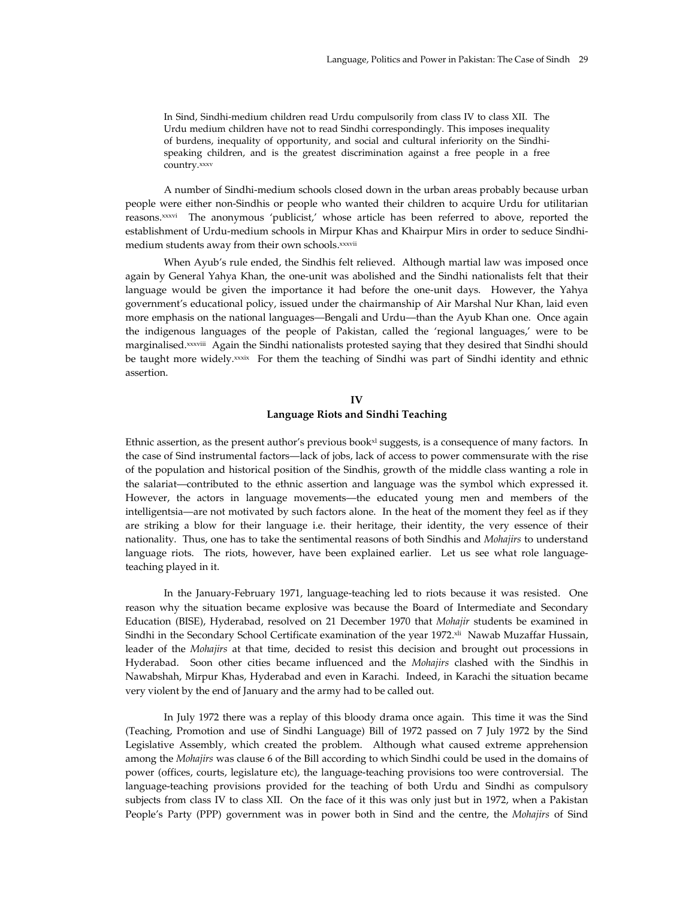> In Sind, Sindhi-medium children read Urdu compulsorily from class IV to class XII. The Urdu medium children have not to read Sindhi correspondingly. This imposes inequality of burdens, inequality of opportunity, and social and cultural inferiority on the Sindhi-speaking children, and is the greatest discrimination against a free people in a free country.[xxxv]

A number of Sindhi-medium schools closed down in the urban areas probably because urban people were either non-Sindhis or people who wanted their children to acquire Urdu for utilitarian reasons.[xxxvi] The anonymous 'publicist,' whose article has been referred to above, reported the establishment of Urdu-medium schools in Mirpur Khas and Khairpur Mirs in order to seduce Sindhi-medium students away from their own schools.[xxxvii]

When Ayub's rule ended, the Sindhis felt relieved. Although martial law was imposed once again by General Yahya Khan, the one-unit was abolished and the Sindhi nationalists felt that their language would be given the importance it had before the one-unit days. However, the Yahya government's educational policy, issued under the chairmanship of Air Marshal Nur Khan, laid even more emphasis on the national languages—Bengali and Urdu—than the Ayub Khan one. Once again the indigenous languages of the people of Pakistan, called the 'regional languages,' were to be marginalised.[xxxviii] Again the Sindhi nationalists protested saying that they desired that Sindhi should be taught more widely.[xxxix] For them the teaching of Sindhi was part of Sindhi identity and ethnic assertion.

## IV
## Language Riots and Sindhi Teaching

Ethnic assertion, as the present author's previous book[xl] suggests, is a consequence of many factors. In the case of Sind instrumental factors—lack of jobs, lack of access to power commensurate with the rise of the population and historical position of the Sindhis, growth of the middle class wanting a role in the salariat—contributed to the ethnic assertion and language was the symbol which expressed it. However, the actors in language movements—the educated young men and members of the intelligentsia—are not motivated by such factors alone. In the heat of the moment they feel as if they are striking a blow for their language i.e. their heritage, their identity, the very essence of their nationality. Thus, one has to take the sentimental reasons of both Sindhis and *Mohajirs* to understand language riots. The riots, however, have been explained earlier. Let us see what role language-teaching played in it.

In the January-February 1971, language-teaching led to riots because it was resisted. One reason why the situation became explosive was because the Board of Intermediate and Secondary Education (BISE), Hyderabad, resolved on 21 December 1970 that *Mohajir* students be examined in Sindhi in the Secondary School Certificate examination of the year 1972.[xli] Nawab Muzaffar Hussain, leader of the *Mohajirs* at that time, decided to resist this decision and brought out processions in Hyderabad. Soon other cities became influenced and the *Mohajirs* clashed with the Sindhis in Nawabshah, Mirpur Khas, Hyderabad and even in Karachi. Indeed, in Karachi the situation became very violent by the end of January and the army had to be called out.

In July 1972 there was a replay of this bloody drama once again. This time it was the Sind (Teaching, Promotion and use of Sindhi Language) Bill of 1972 passed on 7 July 1972 by the Sind Legislative Assembly, which created the problem. Although what caused extreme apprehension among the *Mohajirs* was clause 6 of the Bill according to which Sindhi could be used in the domains of power (offices, courts, legislature etc), the language-teaching provisions too were controversial. The language-teaching provisions provided for the teaching of both Urdu and Sindhi as compulsory subjects from class IV to class XII. On the face of it this was only just but in 1972, when a Pakistan People's Party (PPP) government was in power both in Sind and the centre, the *Mohajirs* of Sind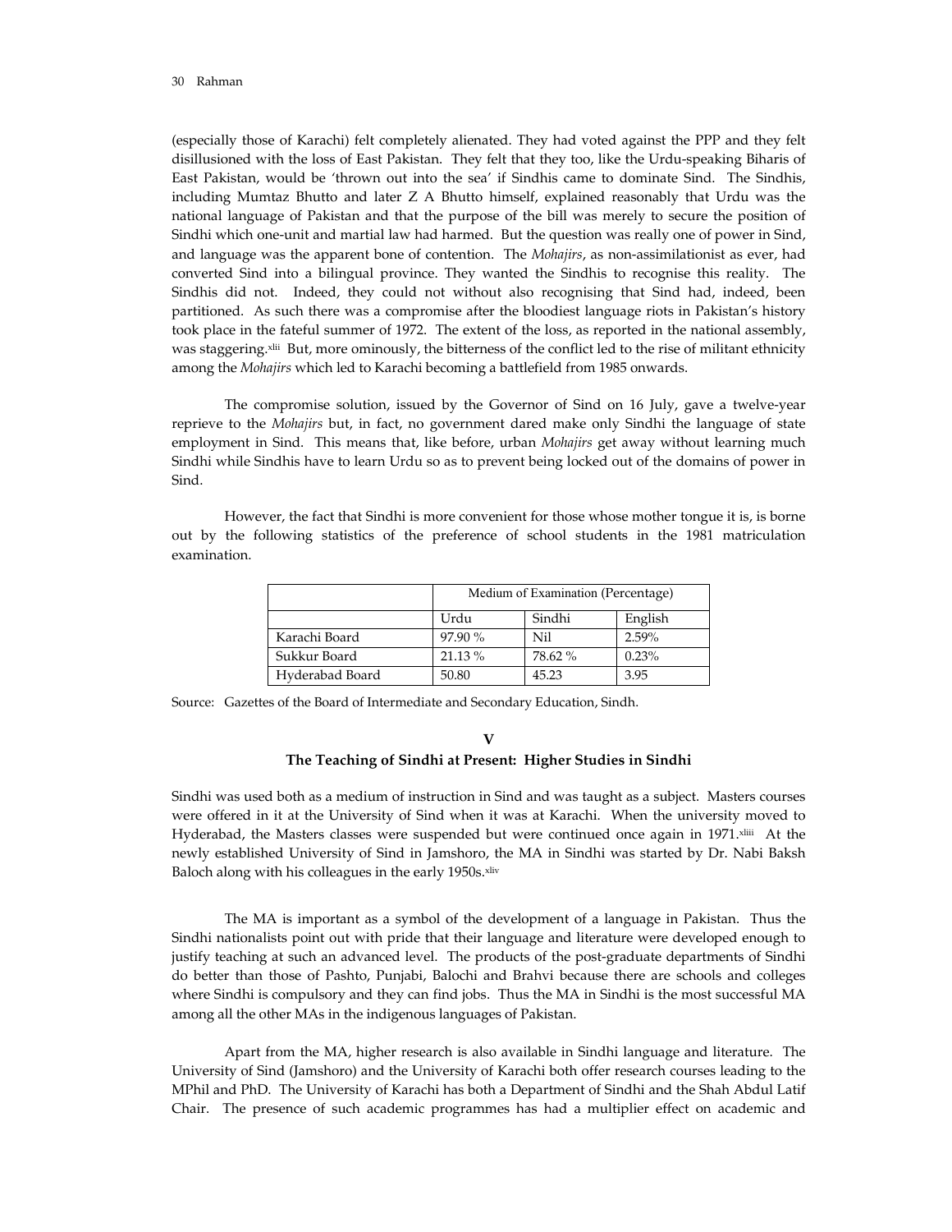(especially those of Karachi) felt completely alienated. They had voted against the PPP and they felt disillusioned with the loss of East Pakistan. They felt that they too, like the Urdu-speaking Biharis of East Pakistan, would be 'thrown out into the sea' if Sindhis came to dominate Sind. The Sindhis, including Mumtaz Bhutto and later Z A Bhutto himself, explained reasonably that Urdu was the national language of Pakistan and that the purpose of the bill was merely to secure the position of Sindhi which one-unit and martial law had harmed. But the question was really one of power in Sind, and language was the apparent bone of contention. The *Mohajirs*, as non-assimilationist as ever, had converted Sind into a bilingual province. They wanted the Sindhis to recognise this reality. The Sindhis did not. Indeed, they could not without also recognising that Sind had, indeed, been partitioned. As such there was a compromise after the bloodiest language riots in Pakistan's history took place in the fateful summer of 1972. The extent of the loss, as reported in the national assembly, was staggering.[xlii] But, more ominously, the bitterness of the conflict led to the rise of militant ethnicity among the *Mohajirs* which led to Karachi becoming a battlefield from 1985 onwards.

The compromise solution, issued by the Governor of Sind on 16 July, gave a twelve-year reprieve to the *Mohajirs* but, in fact, no government dared make only Sindhi the language of state employment in Sind. This means that, like before, urban *Mohajirs* get away without learning much Sindhi while Sindhis have to learn Urdu so as to prevent being locked out of the domains of power in Sind.

However, the fact that Sindhi is more convenient for those whose mother tongue it is, is borne out by the following statistics of the preference of school students in the 1981 matriculation examination.

| | Medium of Examination (Percentage) | | |
|---|---|---|---|
| | Urdu | Sindhi | English |
| Karachi Board | 97.90 % | Nil | 2.59% |
| Sukkur Board | 21.13 % | 78.62 % | 0.23% |
| Hyderabad Board | 50.80 | 45.23 | 3.95 |

Source: Gazettes of the Board of Intermediate and Secondary Education, Sindh.

## V
## The Teaching of Sindhi at Present: Higher Studies in Sindhi

Sindhi was used both as a medium of instruction in Sind and was taught as a subject. Masters courses were offered in it at the University of Sind when it was at Karachi. When the university moved to Hyderabad, the Masters classes were suspended but were continued once again in 1971.[xliii] At the newly established University of Sind in Jamshoro, the MA in Sindhi was started by Dr. Nabi Baksh Baloch along with his colleagues in the early 1950s.[xliv]

The MA is important as a symbol of the development of a language in Pakistan. Thus the Sindhi nationalists point out with pride that their language and literature were developed enough to justify teaching at such an advanced level. The products of the post-graduate departments of Sindhi do better than those of Pashto, Punjabi, Balochi and Brahvi because there are schools and colleges where Sindhi is compulsory and they can find jobs. Thus the MA in Sindhi is the most successful MA among all the other MAs in the indigenous languages of Pakistan.

Apart from the MA, higher research is also available in Sindhi language and literature. The University of Sind (Jamshoro) and the University of Karachi both offer research courses leading to the MPhil and PhD. The University of Karachi has both a Department of Sindhi and the Shah Abdul Latif Chair. The presence of such academic programmes has had a multiplier effect on academic and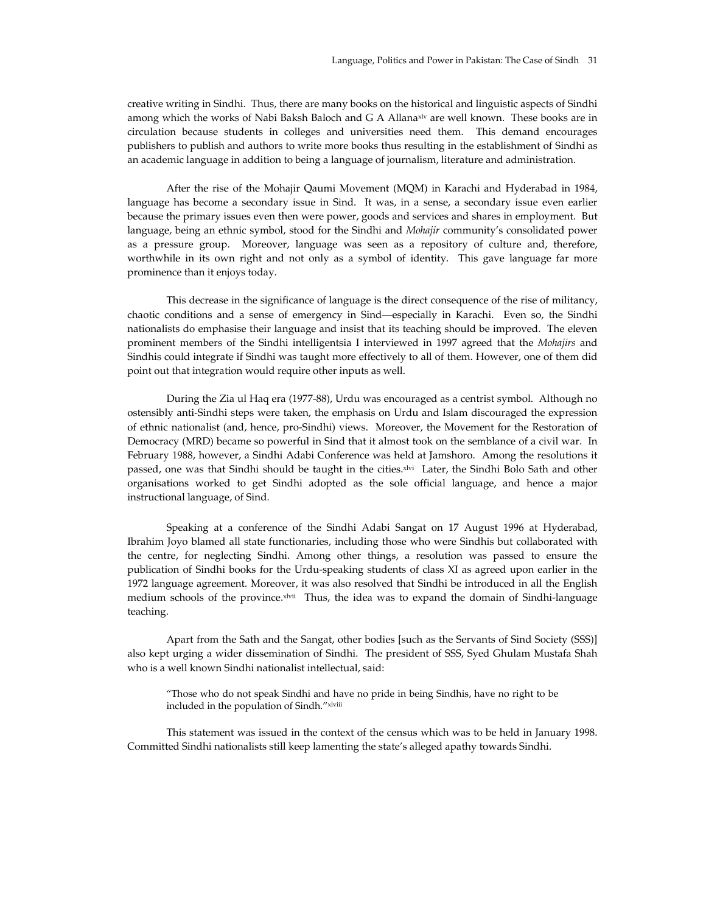creative writing in Sindhi. Thus, there are many books on the historical and linguistic aspects of Sindhi among which the works of Nabi Baksh Baloch and G A Allana[xlv] are well known. These books are in circulation because students in colleges and universities need them. This demand encourages publishers to publish and authors to write more books thus resulting in the establishment of Sindhi as an academic language in addition to being a language of journalism, literature and administration.

After the rise of the Mohajir Qaumi Movement (MQM) in Karachi and Hyderabad in 1984, language has become a secondary issue in Sind. It was, in a sense, a secondary issue even earlier because the primary issues even then were power, goods and services and shares in employment. But language, being an ethnic symbol, stood for the Sindhi and *Mohajir* community's consolidated power as a pressure group. Moreover, language was seen as a repository of culture and, therefore, worthwhile in its own right and not only as a symbol of identity. This gave language far more prominence than it enjoys today.

This decrease in the significance of language is the direct consequence of the rise of militancy, chaotic conditions and a sense of emergency in Sind—especially in Karachi. Even so, the Sindhi nationalists do emphasise their language and insist that its teaching should be improved. The eleven prominent members of the Sindhi intelligentsia I interviewed in 1997 agreed that the *Mohajirs* and Sindhis could integrate if Sindhi was taught more effectively to all of them. However, one of them did point out that integration would require other inputs as well.

During the Zia ul Haq era (1977-88), Urdu was encouraged as a centrist symbol. Although no ostensibly anti-Sindhi steps were taken, the emphasis on Urdu and Islam discouraged the expression of ethnic nationalist (and, hence, pro-Sindhi) views. Moreover, the Movement for the Restoration of Democracy (MRD) became so powerful in Sind that it almost took on the semblance of a civil war. In February 1988, however, a Sindhi Adabi Conference was held at Jamshoro. Among the resolutions it passed, one was that Sindhi should be taught in the cities.[xlvi] Later, the Sindhi Bolo Sath and other organisations worked to get Sindhi adopted as the sole official language, and hence a major instructional language, of Sind.

Speaking at a conference of the Sindhi Adabi Sangat on 17 August 1996 at Hyderabad, Ibrahim Joyo blamed all state functionaries, including those who were Sindhis but collaborated with the centre, for neglecting Sindhi. Among other things, a resolution was passed to ensure the publication of Sindhi books for the Urdu-speaking students of class XI as agreed upon earlier in the 1972 language agreement. Moreover, it was also resolved that Sindhi be introduced in all the English medium schools of the province.[xlvii] Thus, the idea was to expand the domain of Sindhi-language teaching.

Apart from the Sath and the Sangat, other bodies [such as the Servants of Sind Society (SSS)] also kept urging a wider dissemination of Sindhi. The president of SSS, Syed Ghulam Mustafa Shah who is a well known Sindhi nationalist intellectual, said:

> "Those who do not speak Sindhi and have no pride in being Sindhis, have no right to be included in the population of Sindh."[xlviii]

This statement was issued in the context of the census which was to be held in January 1998. Committed Sindhi nationalists still keep lamenting the state's alleged apathy towards Sindhi.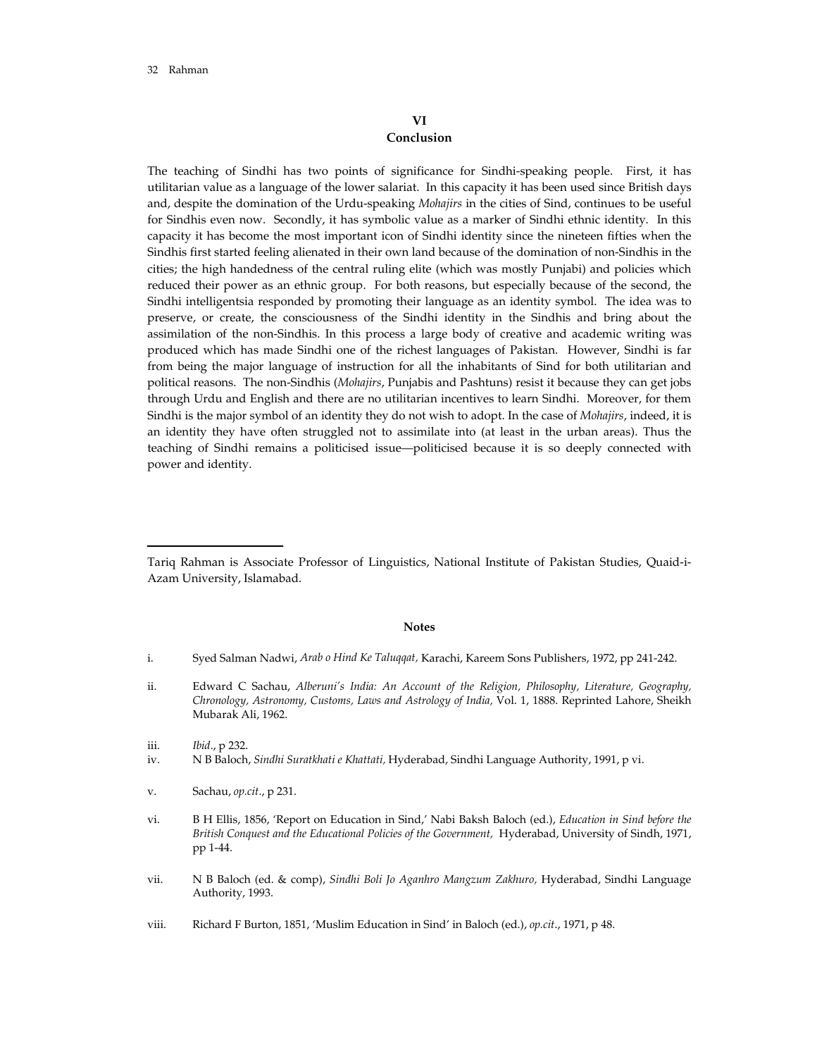## VI
## Conclusion

The teaching of Sindhi has two points of significance for Sindhi-speaking people. First, it has utilitarian value as a language of the lower salariat. In this capacity it has been used since British days and, despite the domination of the Urdu-speaking *Mohajirs* in the cities of Sind, continues to be useful for Sindhis even now. Secondly, it has symbolic value as a marker of Sindhi ethnic identity. In this capacity it has become the most important icon of Sindhi identity since the nineteen fifties when the Sindhis first started feeling alienated in their own land because of the domination of non-Sindhis in the cities; the high handedness of the central ruling elite (which was mostly Punjabi) and policies which reduced their power as an ethnic group. For both reasons, but especially because of the second, the Sindhi intelligentsia responded by promoting their language as an identity symbol. The idea was to preserve, or create, the consciousness of the Sindhi identity in the Sindhis and bring about the assimilation of the non-Sindhis. In this process a large body of creative and academic writing was produced which has made Sindhi one of the richest languages of Pakistan. However, Sindhi is far from being the major language of instruction for all the inhabitants of Sind for both utilitarian and political reasons. The non-Sindhis (*Mohajirs*, Punjabis and Pashtuns) resist it because they can get jobs through Urdu and English and there are no utilitarian incentives to learn Sindhi. Moreover, for them Sindhi is the major symbol of an identity they do not wish to adopt. In the case of *Mohajirs*, indeed, it is an identity they have often struggled not to assimilate into (at least in the urban areas). Thus the teaching of Sindhi remains a politicised issue—politicised because it is so deeply connected with power and identity.

---

Tariq Rahman is Associate Professor of Linguistics, National Institute of Pakistan Studies, Quaid-i-Azam University, Islamabad.

**Notes**

i. Syed Salman Nadwi, *Arab o Hind Ke Taluqqat,* Karachi, Kareem Sons Publishers, 1972, pp 241-242.

ii. Edward C Sachau, *Alberuni's India: An Account of the Religion, Philosophy, Literature, Geography, Chronology, Astronomy, Customs, Laws and Astrology of India,* Vol. 1, 1888. Reprinted Lahore, Sheikh Mubarak Ali, 1962.

iii. *Ibid*., p 232.

iv. N B Baloch, *Sindhi Suratkhati e Khattati,* Hyderabad, Sindhi Language Authority, 1991, p vi.

v. Sachau, *op.cit*., p 231.

vi. B H Ellis, 1856, 'Report on Education in Sind,' Nabi Baksh Baloch (ed.), *Education in Sind before the British Conquest and the Educational Policies of the Government,* Hyderabad, University of Sindh, 1971, pp 1-44.

vii. N B Baloch (ed. & comp), *Sindhi Boli Jo Aganhro Mangzum Zakhuro,* Hyderabad, Sindhi Language Authority, 1993.

viii. Richard F Burton, 1851, 'Muslim Education in Sind' in Baloch (ed.), *op.cit*., 1971, p 48.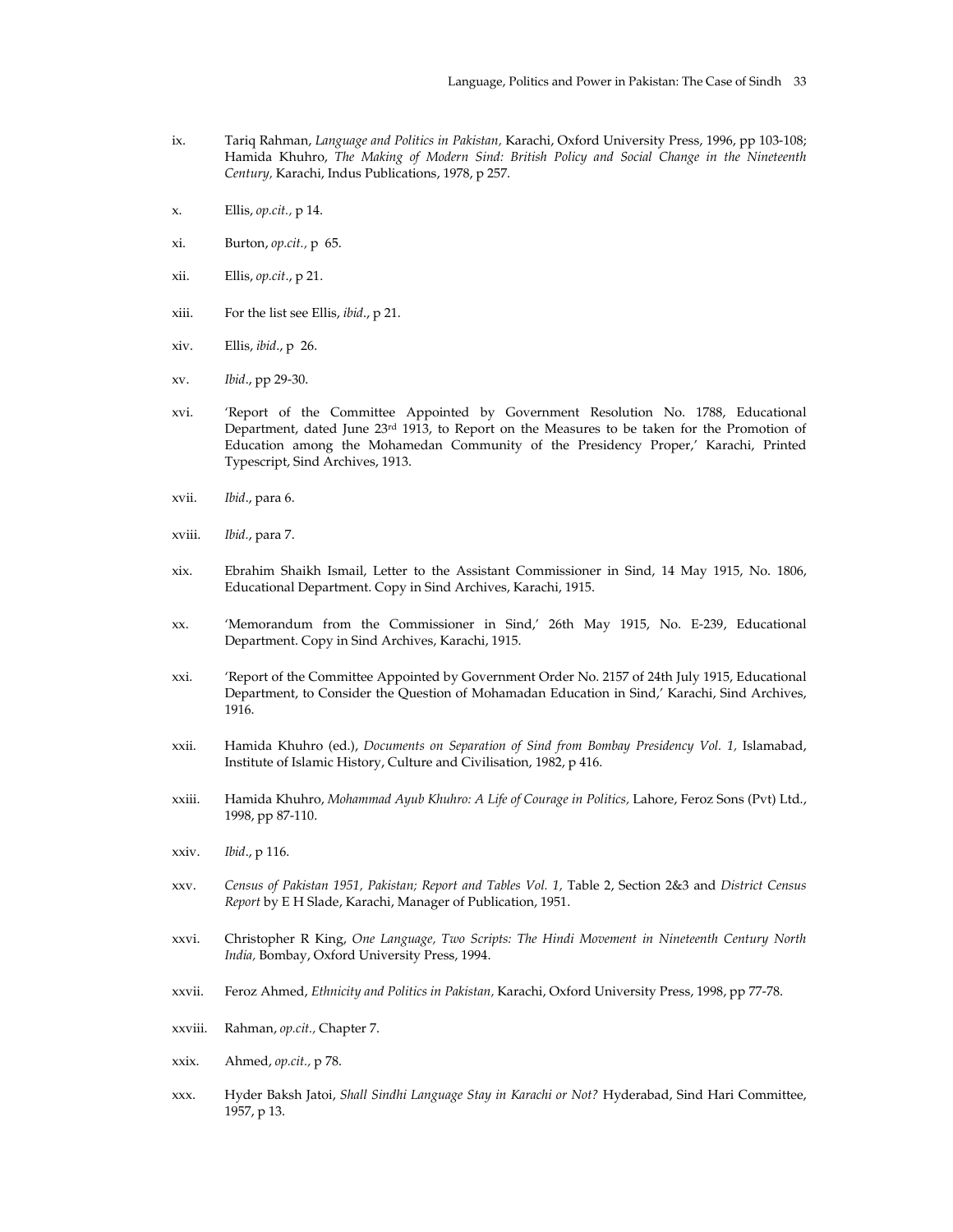ix. Tariq Rahman, *Language and Politics in Pakistan,* Karachi, Oxford University Press, 1996, pp 103-108; Hamida Khuhro, *The Making of Modern Sind: British Policy and Social Change in the Nineteenth Century,* Karachi, Indus Publications, 1978, p 257.

x. Ellis, *op.cit.,* p 14.

xi. Burton, *op.cit.,* p 65.

xii. Ellis, *op.cit*., p 21.

xiii. For the list see Ellis, *ibid*., p 21.

xiv. Ellis, *ibid*., p 26.

xv. *Ibid*., pp 29-30.

xvi. 'Report of the Committee Appointed by Government Resolution No. 1788, Educational Department, dated June 23rd 1913, to Report on the Measures to be taken for the Promotion of Education among the Mohamedan Community of the Presidency Proper,' Karachi, Printed Typescript, Sind Archives, 1913.

xvii. *Ibid*., para 6.

xviii. *Ibid.*, para 7.

xix. Ebrahim Shaikh Ismail, Letter to the Assistant Commissioner in Sind, 14 May 1915, No. 1806, Educational Department. Copy in Sind Archives, Karachi, 1915.

xx. 'Memorandum from the Commissioner in Sind,' 26th May 1915, No. E-239, Educational Department. Copy in Sind Archives, Karachi, 1915.

xxi. 'Report of the Committee Appointed by Government Order No. 2157 of 24th July 1915, Educational Department, to Consider the Question of Mohamadan Education in Sind,' Karachi, Sind Archives, 1916.

xxii. Hamida Khuhro (ed.), *Documents on Separation of Sind from Bombay Presidency Vol. 1,* Islamabad, Institute of Islamic History, Culture and Civilisation, 1982, p 416.

xxiii. Hamida Khuhro, *Mohammad Ayub Khuhro: A Life of Courage in Politics,* Lahore, Feroz Sons (Pvt) Ltd., 1998, pp 87-110.

xxiv. *Ibid*., p 116.

xxv. *Census of Pakistan 1951, Pakistan; Report and Tables Vol. 1,* Table 2, Section 2&3 and *District Census Report* by E H Slade, Karachi, Manager of Publication, 1951.

xxvi. Christopher R King, *One Language, Two Scripts: The Hindi Movement in Nineteenth Century North India,* Bombay, Oxford University Press, 1994.

xxvii. Feroz Ahmed, *Ethnicity and Politics in Pakistan,* Karachi, Oxford University Press, 1998, pp 77-78.

xxviii. Rahman, *op.cit.,* Chapter 7.

xxix. Ahmed, *op.cit.,* p 78.

xxx. Hyder Baksh Jatoi, *Shall Sindhi Language Stay in Karachi or Not?* Hyderabad, Sind Hari Committee, 1957, p 13.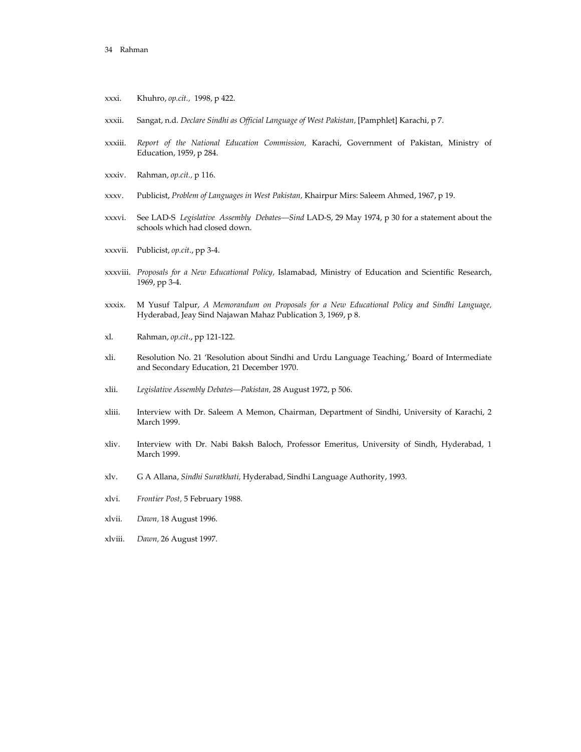xxxi. Khuhro, *op.cit.,* 1998, p 422.

xxxii. Sangat, n.d. *Declare Sindhi as Official Language of West Pakistan,* [Pamphlet] Karachi, p 7.

xxxiii. *Report of the National Education Commission,* Karachi, Government of Pakistan, Ministry of Education, 1959, p 284.

xxxiv. Rahman, *op.cit.,* p 116.

xxxv. Publicist, *Problem of Languages in West Pakistan,* Khairpur Mirs: Saleem Ahmed, 1967, p 19.

xxxvi. See LAD-S *Legislative Assembly Debates—Sind* LAD-S, 29 May 1974, p 30 for a statement about the schools which had closed down.

xxxvii. Publicist, *op.cit*., pp 3-4.

xxxviii. *Proposals for a New Educational Policy,* Islamabad, Ministry of Education and Scientific Research, 1969, pp 3-4.

xxxix. M Yusuf Talpur, *A Memorandum on Proposals for a New Educational Policy and Sindhi Language,* Hyderabad, Jeay Sind Najawan Mahaz Publication 3, 1969, p 8.

xl. Rahman, *op.cit*., pp 121-122.

xli. Resolution No. 21 'Resolution about Sindhi and Urdu Language Teaching,' Board of Intermediate and Secondary Education, 21 December 1970.

xlii. *Legislative Assembly Debates—Pakistan,* 28 August 1972, p 506.

xliii. Interview with Dr. Saleem A Memon, Chairman, Department of Sindhi, University of Karachi, 2 March 1999.

xliv. Interview with Dr. Nabi Baksh Baloch, Professor Emeritus, University of Sindh, Hyderabad, 1 March 1999.

xlv. G A Allana, *Sindhi Suratkhati,* Hyderabad, Sindhi Language Authority, 1993.

xlvi. *Frontier Post,* 5 February 1988.

xlvii. *Dawn,* 18 August 1996.

xlviii. *Dawn,* 26 August 1997.